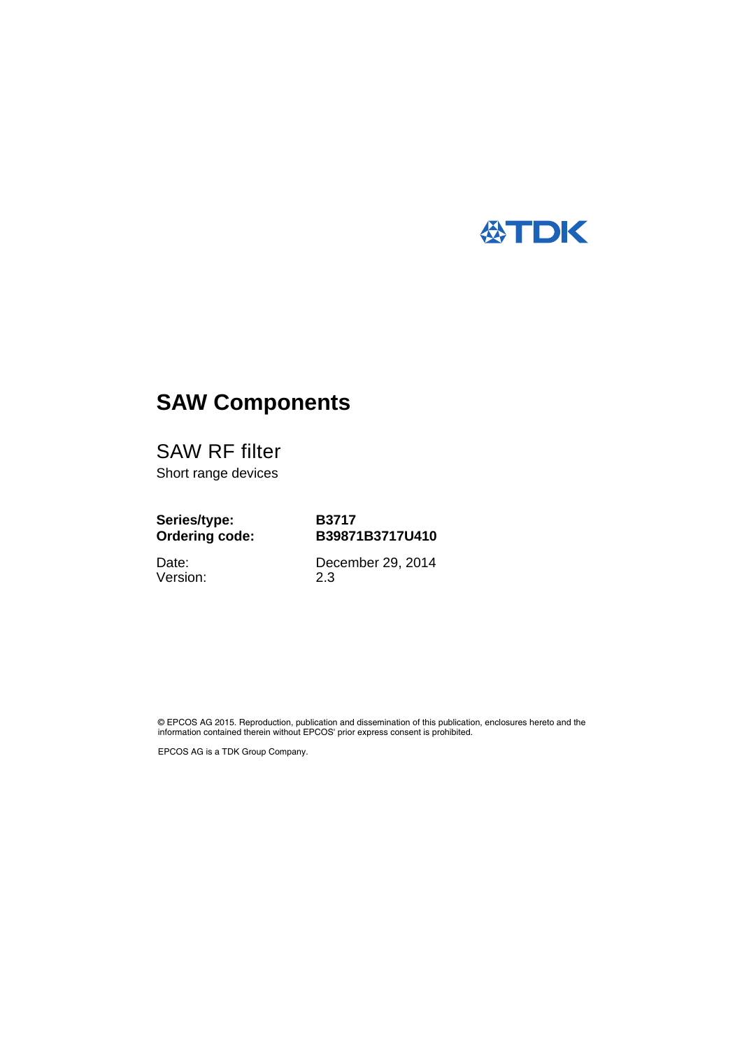TDK

# SAW Components

## SAW RF filter

Short range devices

| | |
|---|---|
| **Series/type:** | **B3717** |
| **Ordering code:** | **B39871B3717U410** |
| Date: | December 29, 2014 |
| Version: | 2.3 |

© EPCOS AG 2015. Reproduction, publication and dissemination of this publication, enclosures hereto and the information contained therein without EPCOS' prior express consent is prohibited.

EPCOS AG is a TDK Group Company.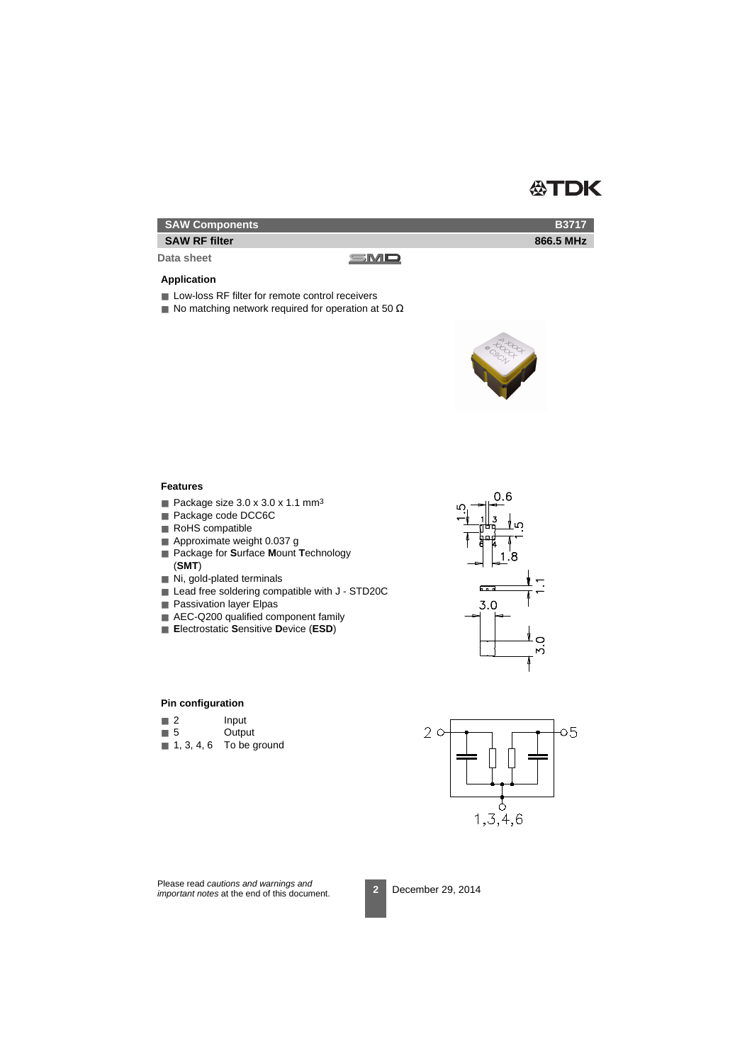**SAW Components** **B3717**

**SAW RF filter** **866.5 MHz**

**Data sheet**

### Application

- Low-loss RF filter for remote control receivers
- No matching network required for operation at 50 Ω

### Features

- Package size 3.0 x 3.0 x 1.1 mm³
- Package code DCC6C
- RoHS compatible
- Approximate weight 0.037 g
- Package for **S**urface **M**ount **T**echnology (**SMT**)
- Ni, gold-plated terminals
- Lead free soldering compatible with J - STD20C
- Passivation layer Elpas
- AEC-Q200 qualified component family
- **E**lectrostatic **S**ensitive **D**evice (**ESD**)

### Pin configuration

- 2 Input
- 5 Output
- 1, 3, 4, 6 To be ground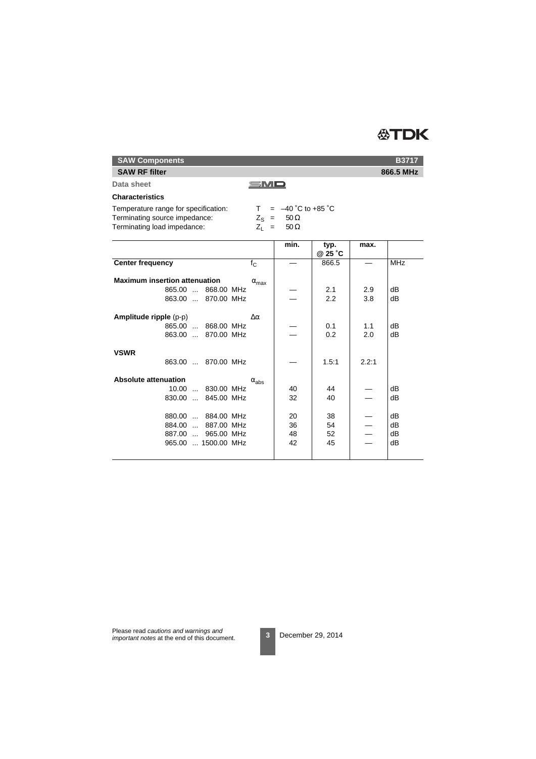**SAW Components** **B3717**

**SAW RF filter** **866.5 MHz**

**Data sheet** SMD

### Characteristics

Temperature range for specification: $T = -40\,^{\circ}C$ to $+85\,^{\circ}C$
Terminating source impedance: $Z_S = 50\,\Omega$
Terminating load impedance: $Z_L = 50\,\Omega$

| | | min. | typ. @ 25 ˚C | max. | |
|---|---|---|---|---|---|
| **Center frequency** | $f_C$ | — | 866.5 | — | MHz |
| **Maximum insertion attenuation** | $\alpha_{max}$ | | | | |
| 865.00 ... 868.00 MHz | | — | 2.1 | 2.9 | dB |
| 863.00 ... 870.00 MHz | | — | 2.2 | 3.8 | dB |
| **Amplitude ripple** (p-p) | $\Delta\alpha$ | | | | |
| 865.00 ... 868.00 MHz | | — | 0.1 | 1.1 | dB |
| 863.00 ... 870.00 MHz | | — | 0.2 | 2.0 | dB |
| **VSWR** | | | | | |
| 863.00 ... 870.00 MHz | | — | 1.5:1 | 2.2:1 | |
| **Absolute attenuation** | $\alpha_{abs}$ | | | | |
| 10.00 ... 830.00 MHz | | 40 | 44 | — | dB |
| 830.00 ... 845.00 MHz | | 32 | 40 | — | dB |
| 880.00 ... 884.00 MHz | | 20 | 38 | — | dB |
| 884.00 ... 887.00 MHz | | 36 | 54 | — | dB |
| 887.00 ... 965.00 MHz | | 48 | 52 | — | dB |
| 965.00 ... 1500.00 MHz | | 42 | 45 | — | dB |

Please read *cautions and warnings and important notes* at the end of this document.

December 29, 2014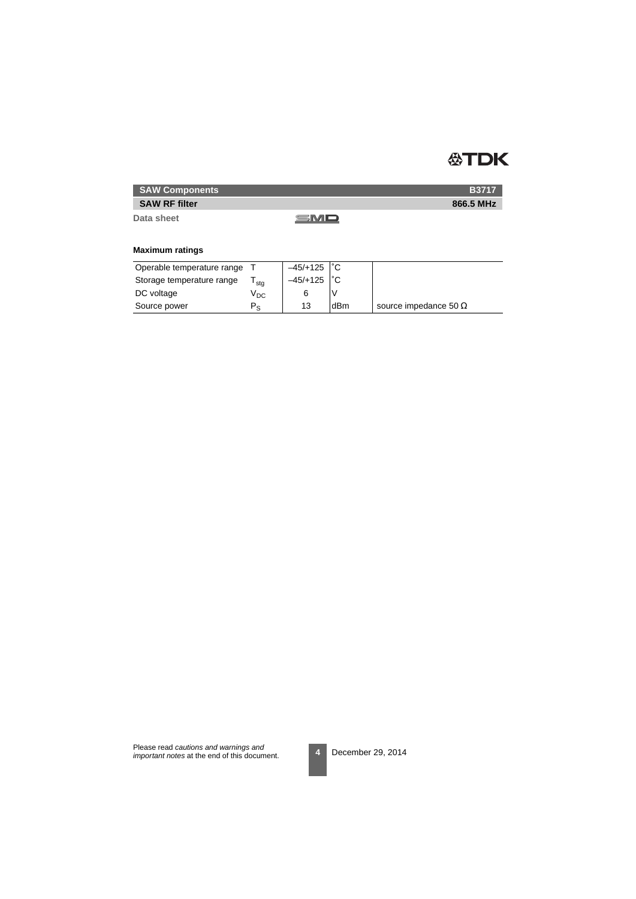| SAW Components | B3717 |
|---|---|
| SAW RF filter | 866.5 MHz |

Data sheet

SMD

**Maximum ratings**

| | | | | |
|---|---|---|---|---|
| Operable temperature range | $T$ | –45/+125 | ˚C | |
| Storage temperature range | $T_{stg}$ | –45/+125 | ˚C | |
| DC voltage | $V_{DC}$ | 6 | V | |
| Source power | $P_S$ | 13 | dBm | source impedance 50 Ω |

Please read *cautions and warnings and important notes* at the end of this document.

December 29, 2014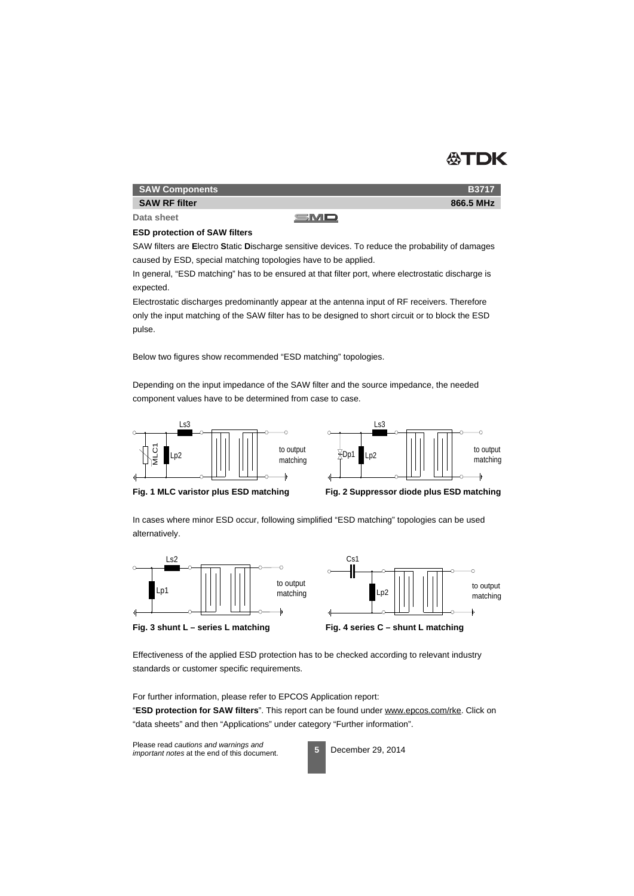**ESD protection of SAW filters**

SAW filters are **E**lectro **S**tatic **D**ischarge sensitive devices. To reduce the probability of damages caused by ESD, special matching topologies have to be applied.

In general, “ESD matching” has to be ensured at that filter port, where electrostatic discharge is expected.

Electrostatic discharges predominantly appear at the antenna input of RF receivers. Therefore only the input matching of the SAW filter has to be designed to short circuit or to block the ESD pulse.

Below two figures show recommended “ESD matching” topologies.

Depending on the input impedance of the SAW filter and the source impedance, the needed component values have to be determined from case to case.

**Fig. 1 MLC varistor plus ESD matching**

**Fig. 2 Suppressor diode plus ESD matching**

In cases where minor ESD occur, following simplified “ESD matching” topologies can be used alternatively.

**Fig. 3 shunt L – series L matching**

**Fig. 4 series C – shunt L matching**

Effectiveness of the applied ESD protection has to be checked according to relevant industry standards or customer specific requirements.

For further information, please refer to EPCOS Application report:
“**ESD protection for SAW filters**”. This report can be found under www.epcos.com/rke. Click on “data sheets” and then “Applications” under category “Further information”.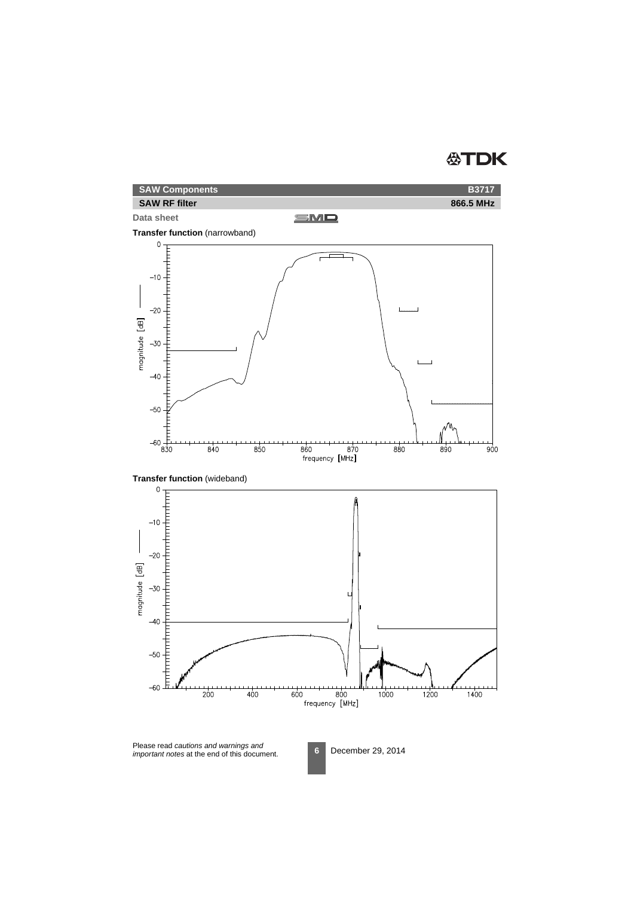**Data sheet**

**Transfer function** (narrowband)

**Transfer function** (wideband)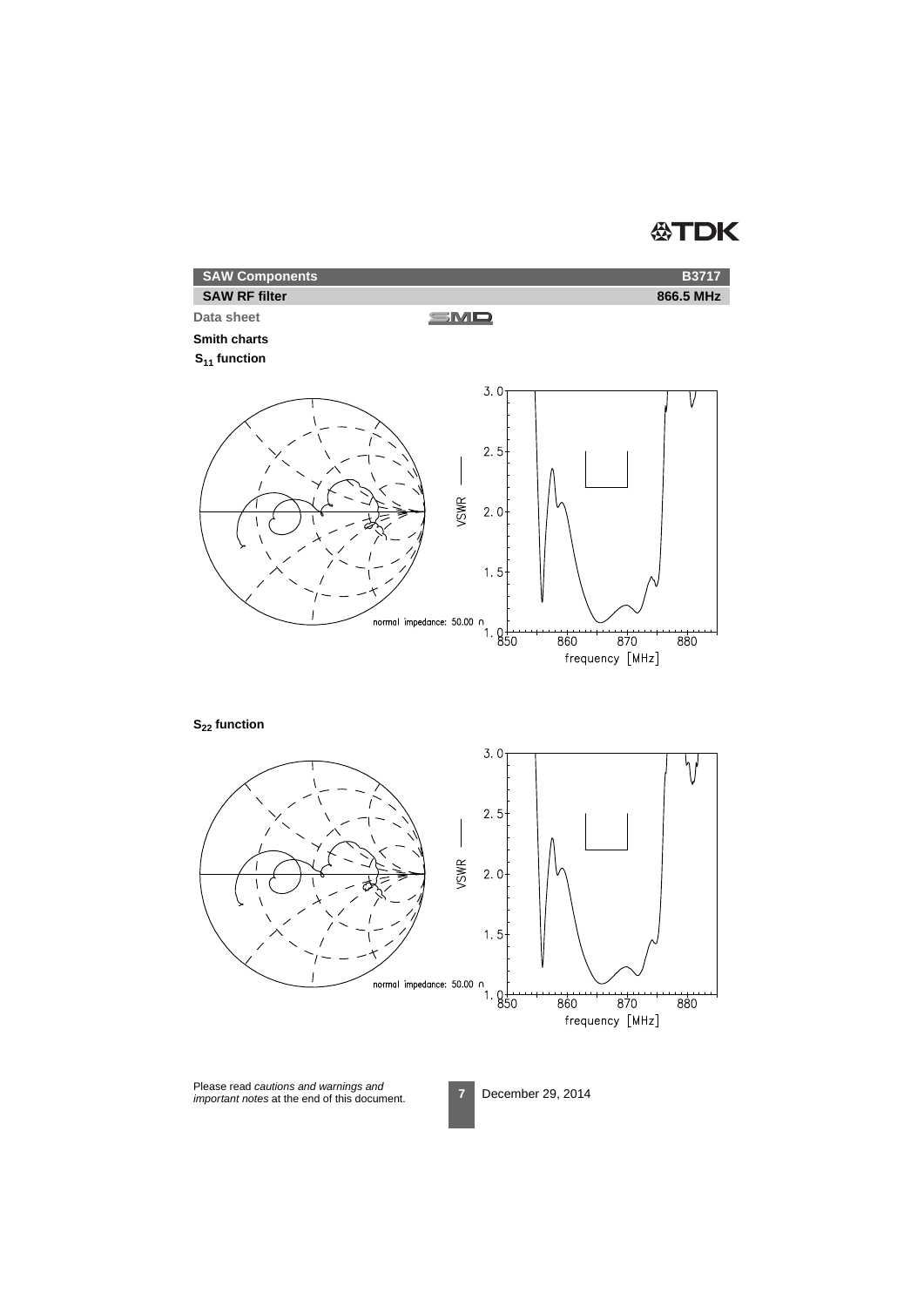## Smith charts

### $S_{11}$ function

normal impedance: 50.00 Ω

VSWR

3.0
2.5
2.0
1.5
1.0

850 860 870 880

frequency [MHz]

### $S_{22}$ function

normal impedance: 50.00 Ω

VSWR

3.0
2.5
2.0
1.5
1.0

850 860 870 880

frequency [MHz]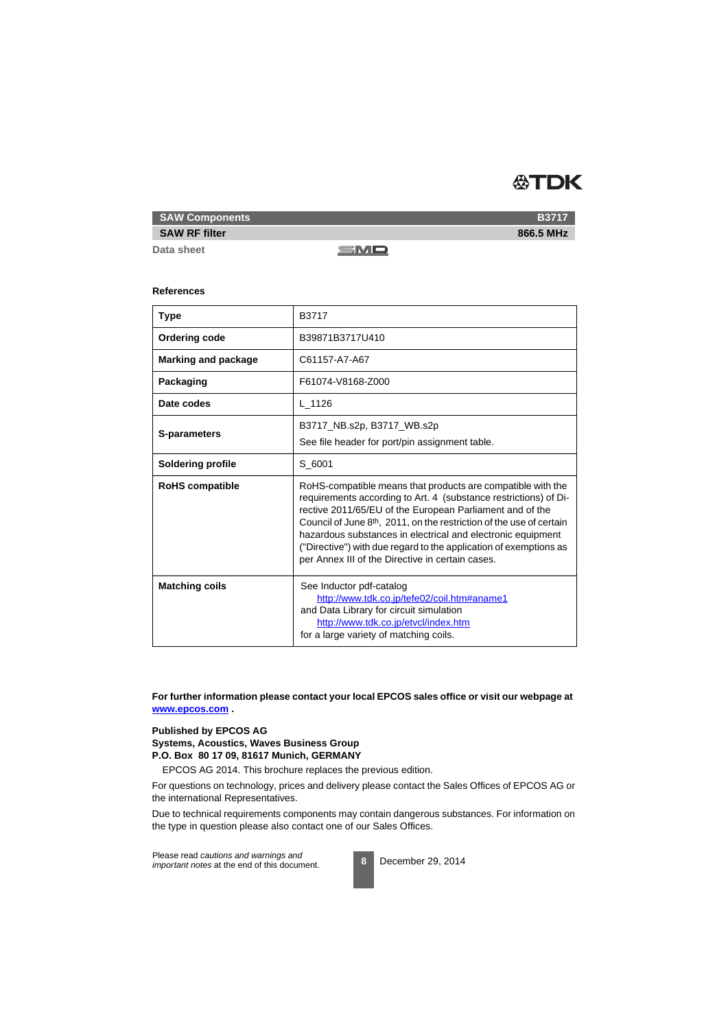## References

| | |
|---|---|
| **Type** | B3717 |
| **Ordering code** | B39871B3717U410 |
| **Marking and package** | C61157-A7-A67 |
| **Packaging** | F61074-V8168-Z000 |
| **Date codes** | L_1126 |
| **S-parameters** | B3717_NB.s2p, B3717_WB.s2p<br>See file header for port/pin assignment table. |
| **Soldering profile** | S_6001 |
| **RoHS compatible** | RoHS-compatible means that products are compatible with the requirements according to Art. 4 (substance restrictions) of Directive 2011/65/EU of the European Parliament and of the Council of June 8th, 2011, on the restriction of the use of certain hazardous substances in electrical and electronic equipment ("Directive") with due regard to the application of exemptions as per Annex III of the Directive in certain cases. |
| **Matching coils** | See Inductor pdf-catalog<br>http://www.tdk.co.jp/tefe02/coil.htm#aname1<br>and Data Library for circuit simulation<br>http://www.tdk.co.jp/etvcl/index.htm<br>for a large variety of matching coils. |

**For further information please contact your local EPCOS sales office or visit our webpage at www.epcos.com .**

**Published by EPCOS AG**
**Systems, Acoustics, Waves Business Group**
**P.O. Box 80 17 09, 81617 Munich, GERMANY**

EPCOS AG 2014. This brochure replaces the previous edition.

For questions on technology, prices and delivery please contact the Sales Offices of EPCOS AG or the international Representatives.

Due to technical requirements components may contain dangerous substances. For information on the type in question please also contact one of our Sales Offices.

Please read *cautions and warnings and important notes* at the end of this document.

December 29, 2014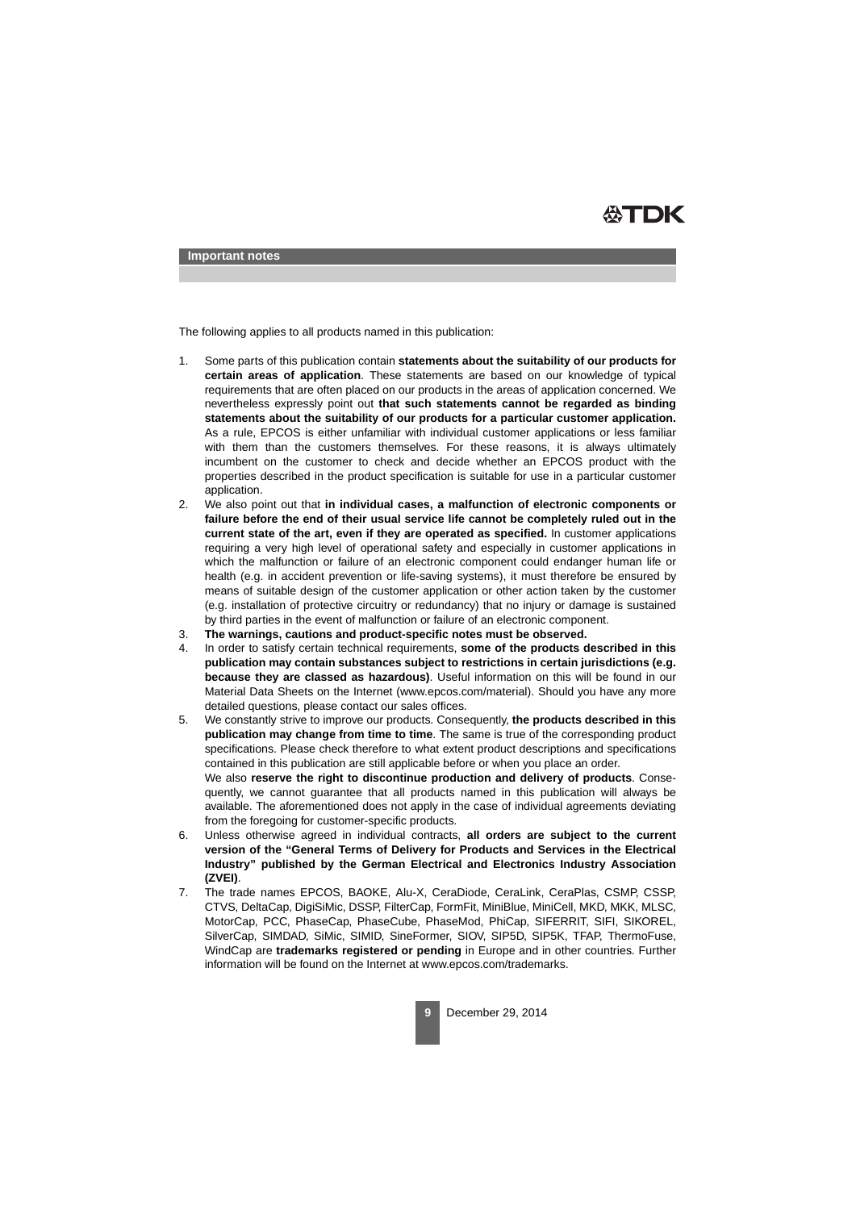## Important notes

The following applies to all products named in this publication:

1. Some parts of this publication contain **statements about the suitability of our products for certain areas of application**. These statements are based on our knowledge of typical requirements that are often placed on our products in the areas of application concerned. We nevertheless expressly point out **that such statements cannot be regarded as binding statements about the suitability of our products for a particular customer application.** As a rule, EPCOS is either unfamiliar with individual customer applications or less familiar with them than the customers themselves. For these reasons, it is always ultimately incumbent on the customer to check and decide whether an EPCOS product with the properties described in the product specification is suitable for use in a particular customer application.
2. We also point out that **in individual cases, a malfunction of electronic components or failure before the end of their usual service life cannot be completely ruled out in the current state of the art, even if they are operated as specified.** In customer applications requiring a very high level of operational safety and especially in customer applications in which the malfunction or failure of an electronic component could endanger human life or health (e.g. in accident prevention or life-saving systems), it must therefore be ensured by means of suitable design of the customer application or other action taken by the customer (e.g. installation of protective circuitry or redundancy) that no injury or damage is sustained by third parties in the event of malfunction or failure of an electronic component.
3. **The warnings, cautions and product-specific notes must be observed.**
4. In order to satisfy certain technical requirements, **some of the products described in this publication may contain substances subject to restrictions in certain jurisdictions (e.g. because they are classed as hazardous)**. Useful information on this will be found in our Material Data Sheets on the Internet (www.epcos.com/material). Should you have any more detailed questions, please contact our sales offices.
5. We constantly strive to improve our products. Consequently, **the products described in this publication may change from time to time**. The same is true of the corresponding product specifications. Please check therefore to what extent product descriptions and specifications contained in this publication are still applicable before or when you place an order.
   We also **reserve the right to discontinue production and delivery of products**. Consequently, we cannot guarantee that all products named in this publication will always be available. The aforementioned does not apply in the case of individual agreements deviating from the foregoing for customer-specific products.
6. Unless otherwise agreed in individual contracts, **all orders are subject to the current version of the "General Terms of Delivery for Products and Services in the Electrical Industry" published by the German Electrical and Electronics Industry Association (ZVEI)**.
7. The trade names EPCOS, BAOKE, Alu-X, CeraDiode, CeraLink, CeraPlas, CSMP, CSSP, CTVS, DeltaCap, DigiSiMic, DSSP, FilterCap, FormFit, MiniBlue, MiniCell, MKD, MKK, MLSC, MotorCap, PCC, PhaseCap, PhaseCube, PhaseMod, PhiCap, SIFERRIT, SIFI, SIKOREL, SilverCap, SIMDAD, SiMic, SIMID, SineFormer, SIOV, SIP5D, SIP5K, TFAP, ThermoFuse, WindCap are **trademarks registered or pending** in Europe and in other countries. Further information will be found on the Internet at www.epcos.com/trademarks.